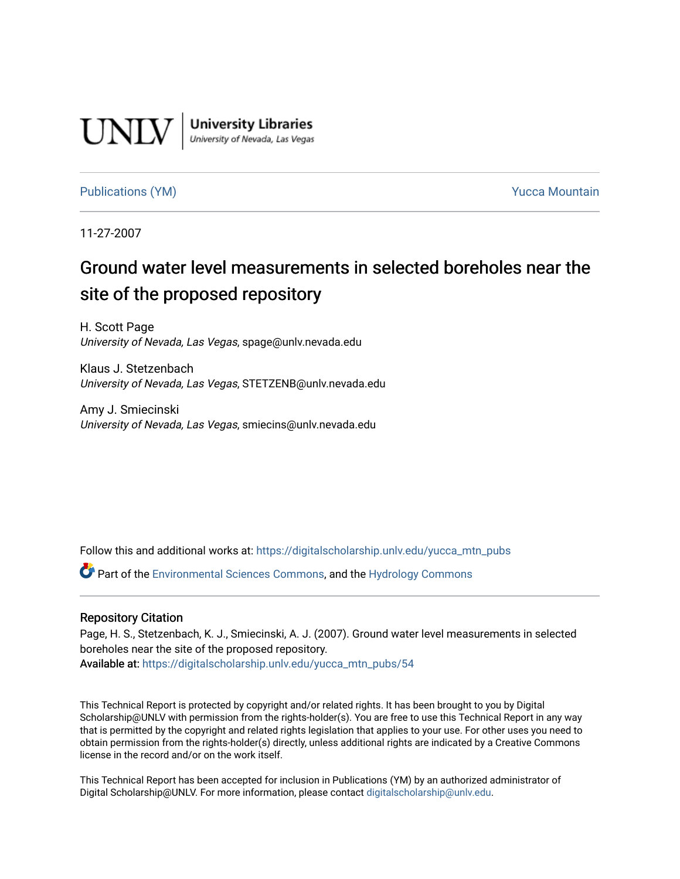UNLV | University Libraries
University of Nevada, Las Vegas

Publications (YM) | Yucca Mountain

11-27-2007

# Ground water level measurements in selected boreholes near the site of the proposed repository

H. Scott Page
*University of Nevada, Las Vegas*, spage@unlv.nevada.edu

Klaus J. Stetzenbach
*University of Nevada, Las Vegas*, STETZENB@unlv.nevada.edu

Amy J. Smiecinski
*University of Nevada, Las Vegas*, smiecins@unlv.nevada.edu

Follow this and additional works at: https://digitalscholarship.unlv.edu/yucca_mtn_pubs

Part of the Environmental Sciences Commons, and the Hydrology Commons

## Repository Citation

Page, H. S., Stetzenbach, K. J., Smiecinski, A. J. (2007). Ground water level measurements in selected boreholes near the site of the proposed repository.
Available at: https://digitalscholarship.unlv.edu/yucca_mtn_pubs/54

This Technical Report is protected by copyright and/or related rights. It has been brought to you by Digital Scholarship@UNLV with permission from the rights-holder(s). You are free to use this Technical Report in any way that is permitted by the copyright and related rights legislation that applies to your use. For other uses you need to obtain permission from the rights-holder(s) directly, unless additional rights are indicated by a Creative Commons license in the record and/or on the work itself.

This Technical Report has been accepted for inclusion in Publications (YM) by an authorized administrator of Digital Scholarship@UNLV. For more information, please contact digitalscholarship@unlv.edu.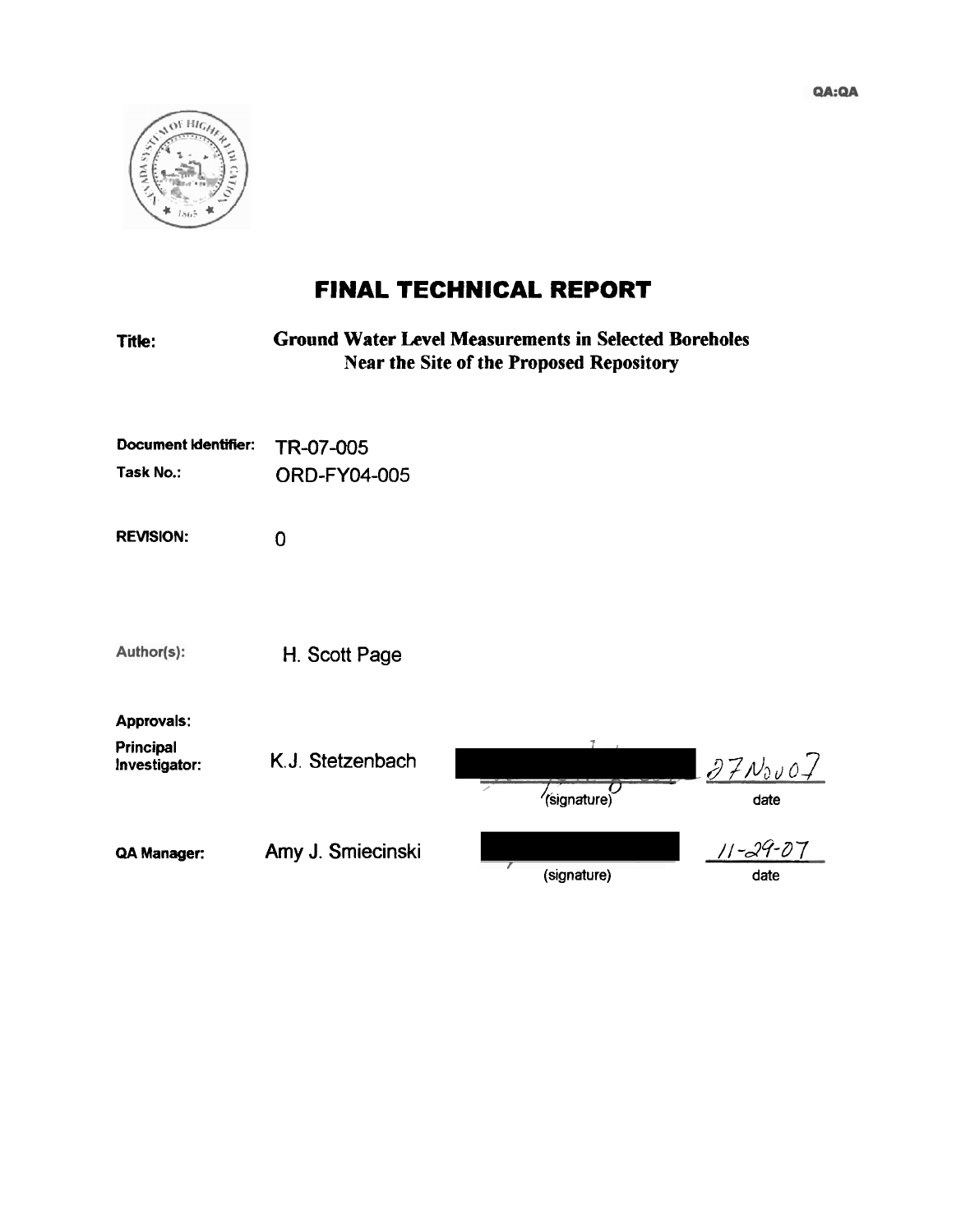QA:QA

# FINAL TECHNICAL REPORT

| | |
|---|---|
| **Title:** | **Ground Water Level Measurements in Selected Boreholes Near the Site of the Proposed Repository** |
| **Document Identifier:** | TR-07-005 |
| **Task No.:** | ORD-FY04-005 |
| **REVISION:** | 0 |
| **Author(s):** | H. Scott Page |

**Approvals:**

| | | | |
|---|---|---|---|
| **Principal Investigator:** | K.J. Stetzenbach | (signature) | 27Nov07 (date) |
| **QA Manager:** | Amy J. Smiecinski | (signature) | 11-29-07 (date) |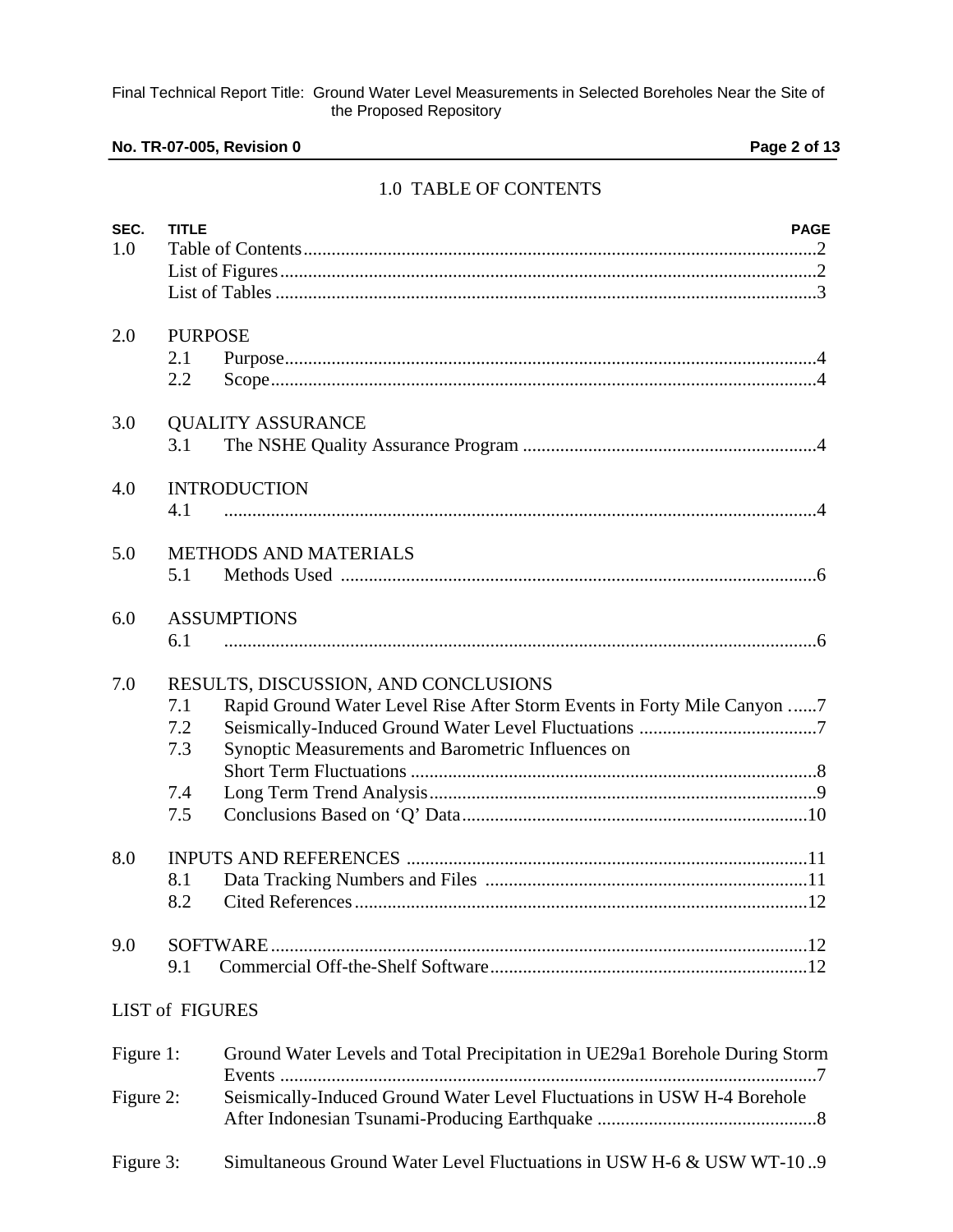## 1.0 TABLE OF CONTENTS

| SEC. | TITLE | PAGE |
|---|---|---|
| 1.0 | Table of Contents | 2 |
| | List of Figures | 2 |
| | List of Tables | 3 |
| 2.0 | PURPOSE | |
| | 2.1 Purpose | 4 |
| | 2.2 Scope | 4 |
| 3.0 | QUALITY ASSURANCE | |
| | 3.1 The NSHE Quality Assurance Program | 4 |
| 4.0 | INTRODUCTION | |
| | 4.1 | 4 |
| 5.0 | METHODS AND MATERIALS | |
| | 5.1 Methods Used | 6 |
| 6.0 | ASSUMPTIONS | |
| | 6.1 | 6 |
| 7.0 | RESULTS, DISCUSSION, AND CONCLUSIONS | |
| | 7.1 Rapid Ground Water Level Rise After Storm Events in Forty Mile Canyon | 7 |
| | 7.2 Seismically-Induced Ground Water Level Fluctuations | 7 |
| | 7.3 Synoptic Measurements and Barometric Influences on Short Term Fluctuations | 8 |
| | 7.4 Long Term Trend Analysis | 9 |
| | 7.5 Conclusions Based on 'Q' Data | 10 |
| 8.0 | INPUTS AND REFERENCES | 11 |
| | 8.1 Data Tracking Numbers and Files | 11 |
| | 8.2 Cited References | 12 |
| 9.0 | SOFTWARE | 12 |
| | 9.1 Commercial Off-the-Shelf Software | 12 |

LIST of FIGURES

| Figure | Title | Page |
|---|---|---|
| Figure 1: | Ground Water Levels and Total Precipitation in UE29a1 Borehole During Storm Events | 7 |
| Figure 2: | Seismically-Induced Ground Water Level Fluctuations in USW H-4 Borehole After Indonesian Tsunami-Producing Earthquake | 8 |
| Figure 3: | Simultaneous Ground Water Level Fluctuations in USW H-6 & USW WT-10 | 9 |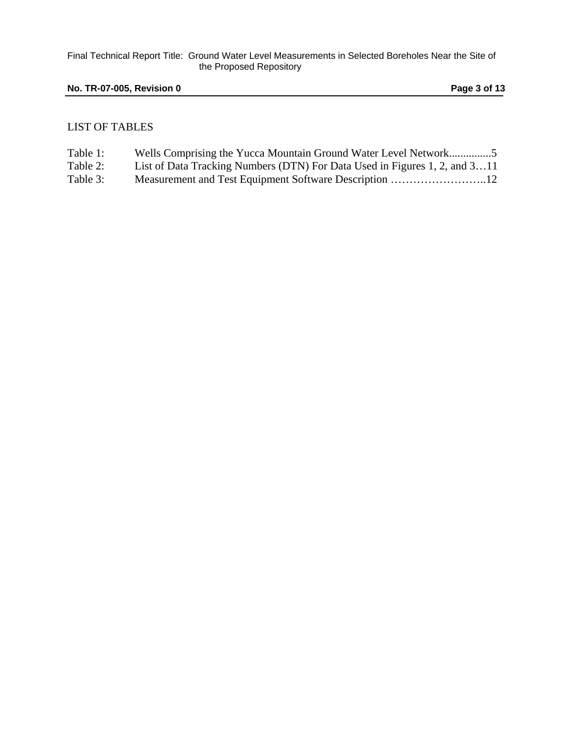LIST OF TABLES

Table 1: Wells Comprising the Yucca Mountain Ground Water Level Network...............5
Table 2: List of Data Tracking Numbers (DTN) For Data Used in Figures 1, 2, and 3…11
Table 3: Measurement and Test Equipment Software Description ……………………..12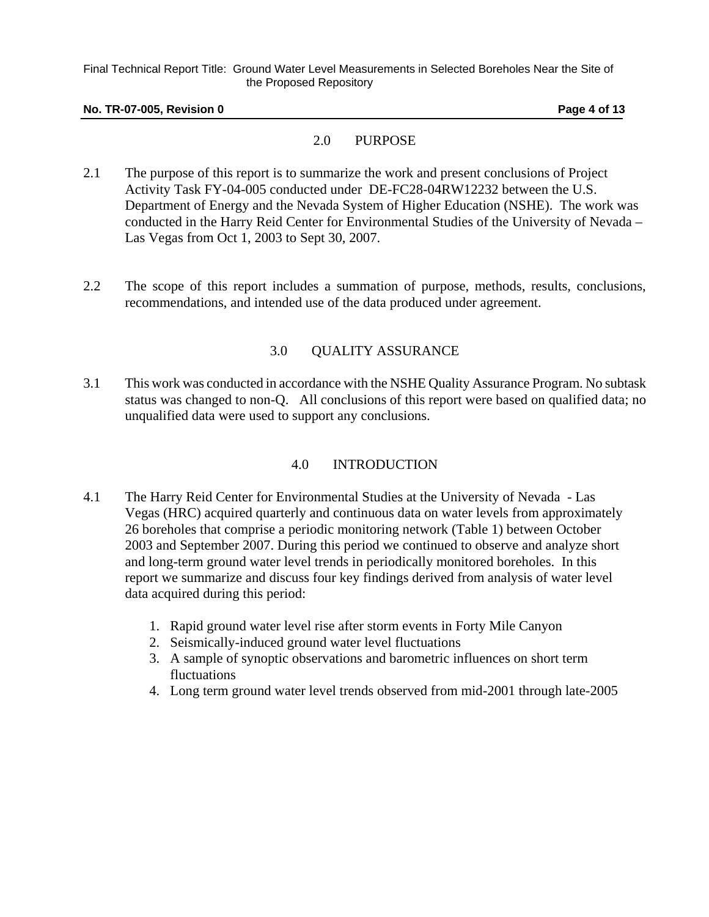## 2.0 PURPOSE

2.1 The purpose of this report is to summarize the work and present conclusions of Project Activity Task FY-04-005 conducted under DE-FC28-04RW12232 between the U.S. Department of Energy and the Nevada System of Higher Education (NSHE). The work was conducted in the Harry Reid Center for Environmental Studies of the University of Nevada – Las Vegas from Oct 1, 2003 to Sept 30, 2007.

2.2 The scope of this report includes a summation of purpose, methods, results, conclusions, recommendations, and intended use of the data produced under agreement.

## 3.0 QUALITY ASSURANCE

3.1 This work was conducted in accordance with the NSHE Quality Assurance Program. No subtask status was changed to non-Q. All conclusions of this report were based on qualified data; no unqualified data were used to support any conclusions.

## 4.0 INTRODUCTION

4.1 The Harry Reid Center for Environmental Studies at the University of Nevada - Las Vegas (HRC) acquired quarterly and continuous data on water levels from approximately 26 boreholes that comprise a periodic monitoring network (Table 1) between October 2003 and September 2007. During this period we continued to observe and analyze short and long-term ground water level trends in periodically monitored boreholes. In this report we summarize and discuss four key findings derived from analysis of water level data acquired during this period:

1. Rapid ground water level rise after storm events in Forty Mile Canyon
2. Seismically-induced ground water level fluctuations
3. A sample of synoptic observations and barometric influences on short term fluctuations
4. Long term ground water level trends observed from mid-2001 through late-2005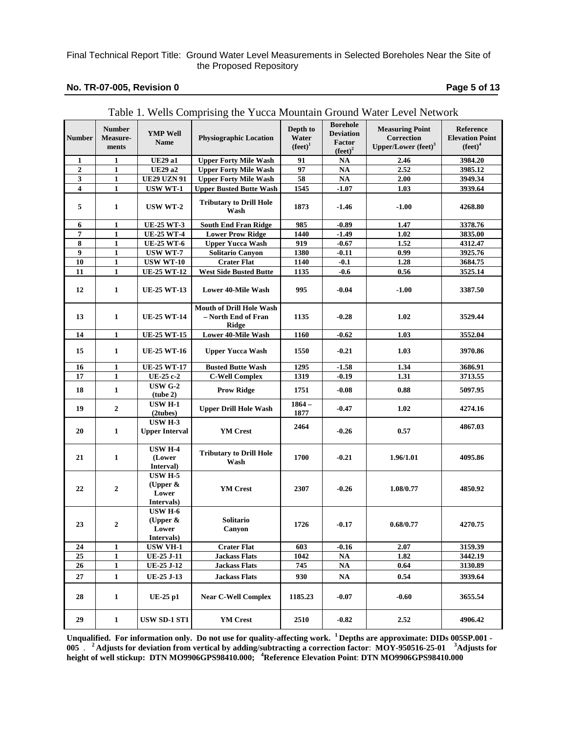Table 1. Wells Comprising the Yucca Mountain Ground Water Level Network

| Number | Number Measure-ments | YMP Well Name | Physiographic Location | Depth to Water (feet)[1] | Borehole Deviation Factor (feet)[2] | Measuring Point Correction Upper/Lower (feet)[3] | Reference Elevation Point (feet)[4] |
|---|---|---|---|---|---|---|---|
| 1 | 1 | UE29 a1 | Upper Forty Mile Wash | 91 | NA | 2.46 | 3984.20 |
| 2 | 1 | UE29 a2 | Upper Forty Mile Wash | 97 | NA | 2.52 | 3985.12 |
| 3 | 1 | UE29 UZN 91 | Upper Forty Mile Wash | 58 | NA | 2.00 | 3949.34 |
| 4 | 1 | USW WT-1 | Upper Busted Butte Wash | 1545 | -1.07 | 1.03 | 3939.64 |
| 5 | 1 | USW WT-2 | Tributary to Drill Hole Wash | 1873 | -1.46 | -1.00 | 4268.80 |
| 6 | 1 | UE-25 WT-3 | South End Fran Ridge | 985 | -0.89 | 1.47 | 3378.76 |
| 7 | 1 | UE-25 WT-4 | Lower Prow Ridge | 1440 | -1.49 | 1.02 | 3835.00 |
| 8 | 1 | UE-25 WT-6 | Upper Yucca Wash | 919 | -0.67 | 1.52 | 4312.47 |
| 9 | 1 | USW WT-7 | Solitario Canyon | 1380 | -0.11 | 0.99 | 3925.76 |
| 10 | 1 | USW WT-10 | Crater Flat | 1140 | -0.1 | 1.28 | 3684.75 |
| 11 | 1 | UE-25 WT-12 | West Side Busted Butte | 1135 | -0.6 | 0.56 | 3525.14 |
| 12 | 1 | UE-25 WT-13 | Lower 40-Mile Wash | 995 | -0.04 | -1.00 | 3387.50 |
| 13 | 1 | UE-25 WT-14 | Mouth of Drill Hole Wash – North End of Fran Ridge | 1135 | -0.28 | 1.02 | 3529.44 |
| 14 | 1 | UE-25 WT-15 | Lower 40-Mile Wash | 1160 | -0.62 | 1.03 | 3552.04 |
| 15 | 1 | UE-25 WT-16 | Upper Yucca Wash | 1550 | -0.21 | 1.03 | 3970.86 |
| 16 | 1 | UE-25 WT-17 | Busted Butte Wash | 1295 | -1.58 | 1.34 | 3686.91 |
| 17 | 1 | UE-25 c-2 | C-Well Complex | 1319 | -0.19 | 1.31 | 3713.55 |
| 18 | 1 | USW G-2 (tube 2) | Prow Ridge | 1751 | -0.08 | 0.88 | 5097.95 |
| 19 | 2 | USW H-1 (2tubes) | Upper Drill Hole Wash | 1864 – 1877 | -0.47 | 1.02 | 4274.16 |
| 20 | 1 | USW H-3 Upper Interval | YM Crest | 2464 | -0.26 | 0.57 | 4867.03 |
| 21 | 1 | USW H-4 (Lower Interval) | Tributary to Drill Hole Wash | 1700 | -0.21 | 1.96/1.01 | 4095.86 |
| 22 | 2 | USW H-5 (Upper & Lower Intervals) | YM Crest | 2307 | -0.26 | 1.08/0.77 | 4850.92 |
| 23 | 2 | USW H-6 (Upper & Lower Intervals) | Solitario Canyon | 1726 | -0.17 | 0.68/0.77 | 4270.75 |
| 24 | 1 | USW VH-1 | Crater Flat | 603 | -0.16 | 2.07 | 3159.39 |
| 25 | 1 | UE-25 J-11 | Jackass Flats | 1042 | NA | 1.82 | 3442.19 |
| 26 | 1 | UE-25 J-12 | Jackass Flats | 745 | NA | 0.64 | 3130.89 |
| 27 | 1 | UE-25 J-13 | Jackass Flats | 930 | NA | 0.54 | 3939.64 |
| 28 | 1 | UE-25 p1 | Near C-Well Complex | 1185.23 | -0.07 | -0.60 | 3655.54 |
| 29 | 1 | USW SD-1 ST1 | YM Crest | 2510 | -0.82 | 2.52 | 4906.42 |

**Unqualified. For information only. Do not use for quality-affecting work. [1] Depths are approximate: DIDs 005SP.001 - 005 . [2] Adjusts for deviation from vertical by adding/subtracting a correction factor: MOY-950516-25-01 [3] Adjusts for height of well stickup: DTN MO9906GPS98410.000; [4] Reference Elevation Point: DTN MO9906GPS98410.000**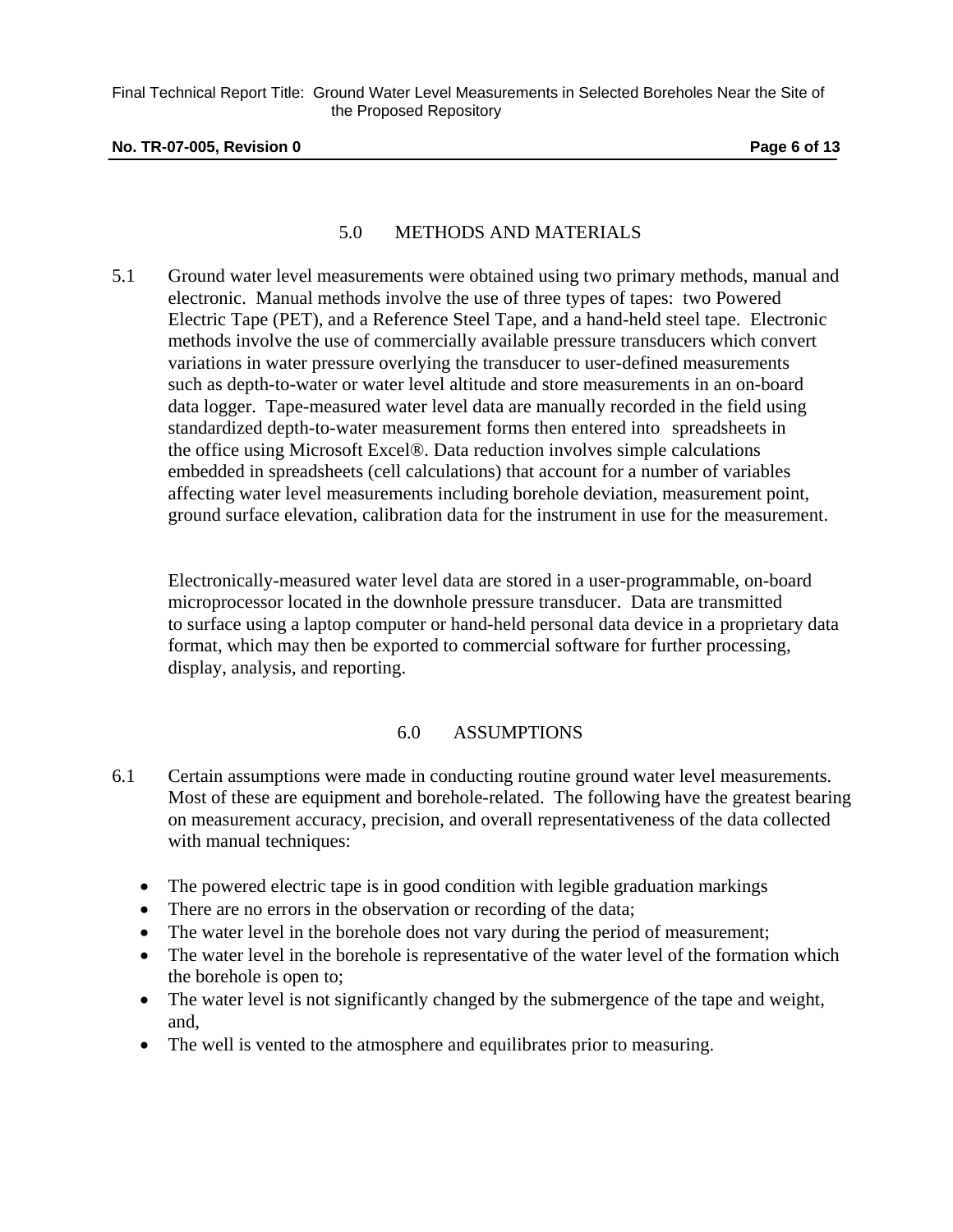## 5.0 METHODS AND MATERIALS

5.1 Ground water level measurements were obtained using two primary methods, manual and electronic. Manual methods involve the use of three types of tapes: two Powered Electric Tape (PET), and a Reference Steel Tape, and a hand-held steel tape. Electronic methods involve the use of commercially available pressure transducers which convert variations in water pressure overlying the transducer to user-defined measurements such as depth-to-water or water level altitude and store measurements in an on-board data logger. Tape-measured water level data are manually recorded in the field using standardized depth-to-water measurement forms then entered into spreadsheets in the office using Microsoft Excel®. Data reduction involves simple calculations embedded in spreadsheets (cell calculations) that account for a number of variables affecting water level measurements including borehole deviation, measurement point, ground surface elevation, calibration data for the instrument in use for the measurement.

Electronically-measured water level data are stored in a user-programmable, on-board microprocessor located in the downhole pressure transducer. Data are transmitted to surface using a laptop computer or hand-held personal data device in a proprietary data format, which may then be exported to commercial software for further processing, display, analysis, and reporting.

## 6.0 ASSUMPTIONS

6.1 Certain assumptions were made in conducting routine ground water level measurements. Most of these are equipment and borehole-related. The following have the greatest bearing on measurement accuracy, precision, and overall representativeness of the data collected with manual techniques:

- The powered electric tape is in good condition with legible graduation markings
- There are no errors in the observation or recording of the data;
- The water level in the borehole does not vary during the period of measurement;
- The water level in the borehole is representative of the water level of the formation which the borehole is open to;
- The water level is not significantly changed by the submergence of the tape and weight, and,
- The well is vented to the atmosphere and equilibrates prior to measuring.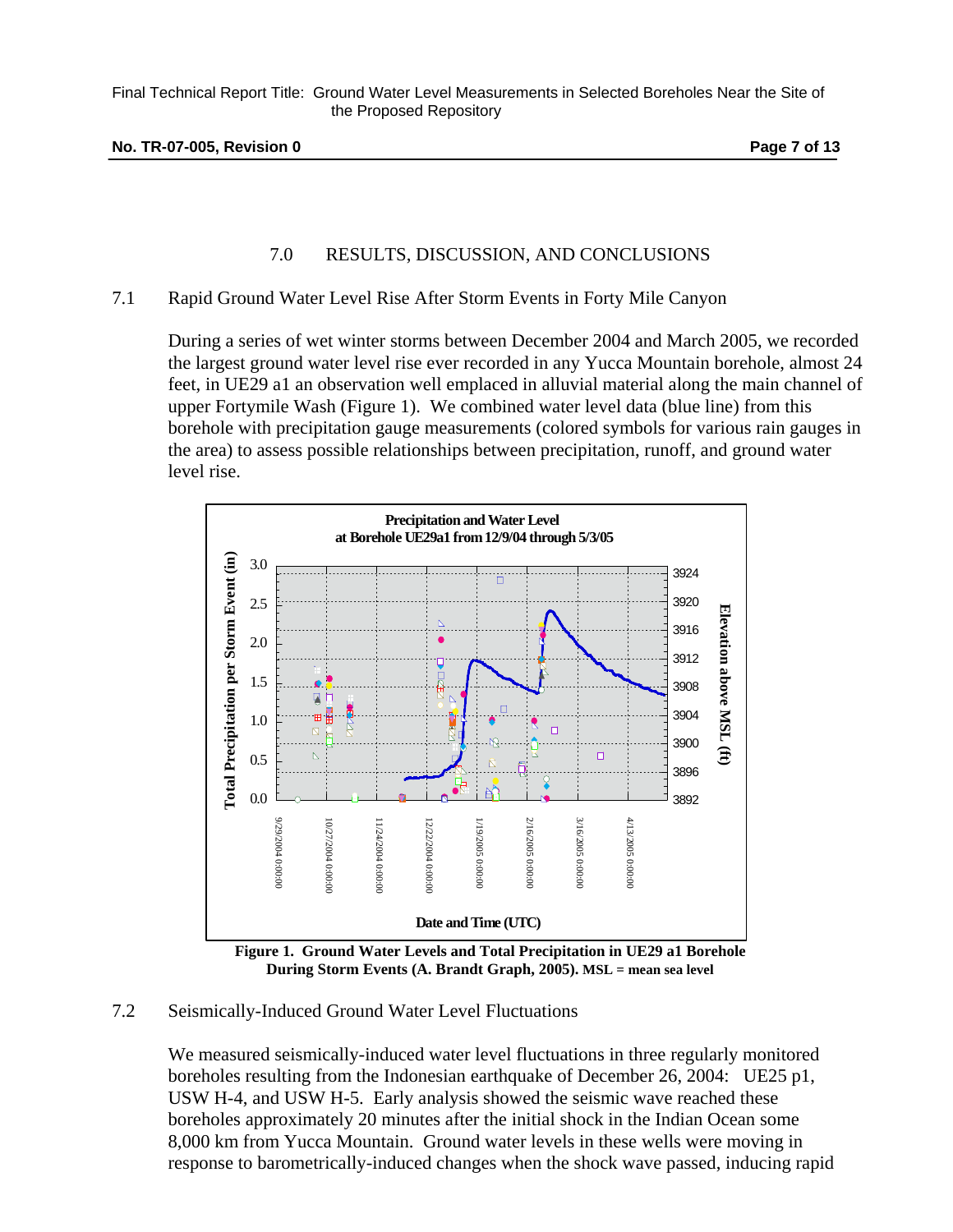# 7.0 RESULTS, DISCUSSION, AND CONCLUSIONS

## 7.1 Rapid Ground Water Level Rise After Storm Events in Forty Mile Canyon

During a series of wet winter storms between December 2004 and March 2005, we recorded the largest ground water level rise ever recorded in any Yucca Mountain borehole, almost 24 feet, in UE29 a1 an observation well emplaced in alluvial material along the main channel of upper Fortymile Wash (Figure 1). We combined water level data (blue line) from this borehole with precipitation gauge measurements (colored symbols for various rain gauges in the area) to assess possible relationships between precipitation, runoff, and ground water level rise.

**Figure 1. Ground Water Levels and Total Precipitation in UE29 a1 Borehole During Storm Events (A. Brandt Graph, 2005). MSL = mean sea level**

## 7.2 Seismically-Induced Ground Water Level Fluctuations

We measured seismically-induced water level fluctuations in three regularly monitored boreholes resulting from the Indonesian earthquake of December 26, 2004: UE25 p1, USW H-4, and USW H-5. Early analysis showed the seismic wave reached these boreholes approximately 20 minutes after the initial shock in the Indian Ocean some 8,000 km from Yucca Mountain. Ground water levels in these wells were moving in response to barometrically-induced changes when the shock wave passed, inducing rapid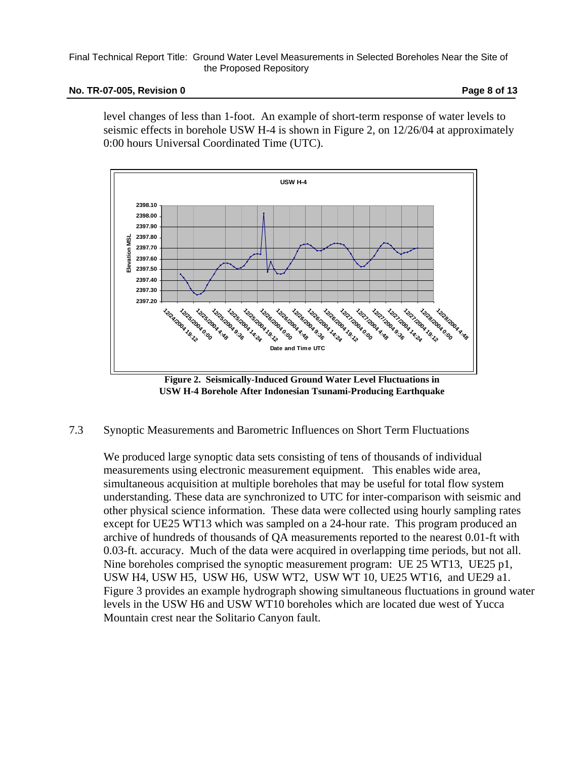level changes of less than 1-foot. An example of short-term response of water levels to seismic effects in borehole USW H-4 is shown in Figure 2, on 12/26/04 at approximately 0:00 hours Universal Coordinated Time (UTC).

**Figure 2. Seismically-Induced Ground Water Level Fluctuations in USW H-4 Borehole After Indonesian Tsunami-Producing Earthquake**

7.3 Synoptic Measurements and Barometric Influences on Short Term Fluctuations

We produced large synoptic data sets consisting of tens of thousands of individual measurements using electronic measurement equipment. This enables wide area, simultaneous acquisition at multiple boreholes that may be useful for total flow system understanding. These data are synchronized to UTC for inter-comparison with seismic and other physical science information. These data were collected using hourly sampling rates except for UE25 WT13 which was sampled on a 24-hour rate. This program produced an archive of hundreds of thousands of QA measurements reported to the nearest 0.01-ft with 0.03-ft. accuracy. Much of the data were acquired in overlapping time periods, but not all. Nine boreholes comprised the synoptic measurement program: UE 25 WT13, UE25 p1, USW H4, USW H5, USW H6, USW WT2, USW WT 10, UE25 WT16, and UE29 a1. Figure 3 provides an example hydrograph showing simultaneous fluctuations in ground water levels in the USW H6 and USW WT10 boreholes which are located due west of Yucca Mountain crest near the Solitario Canyon fault.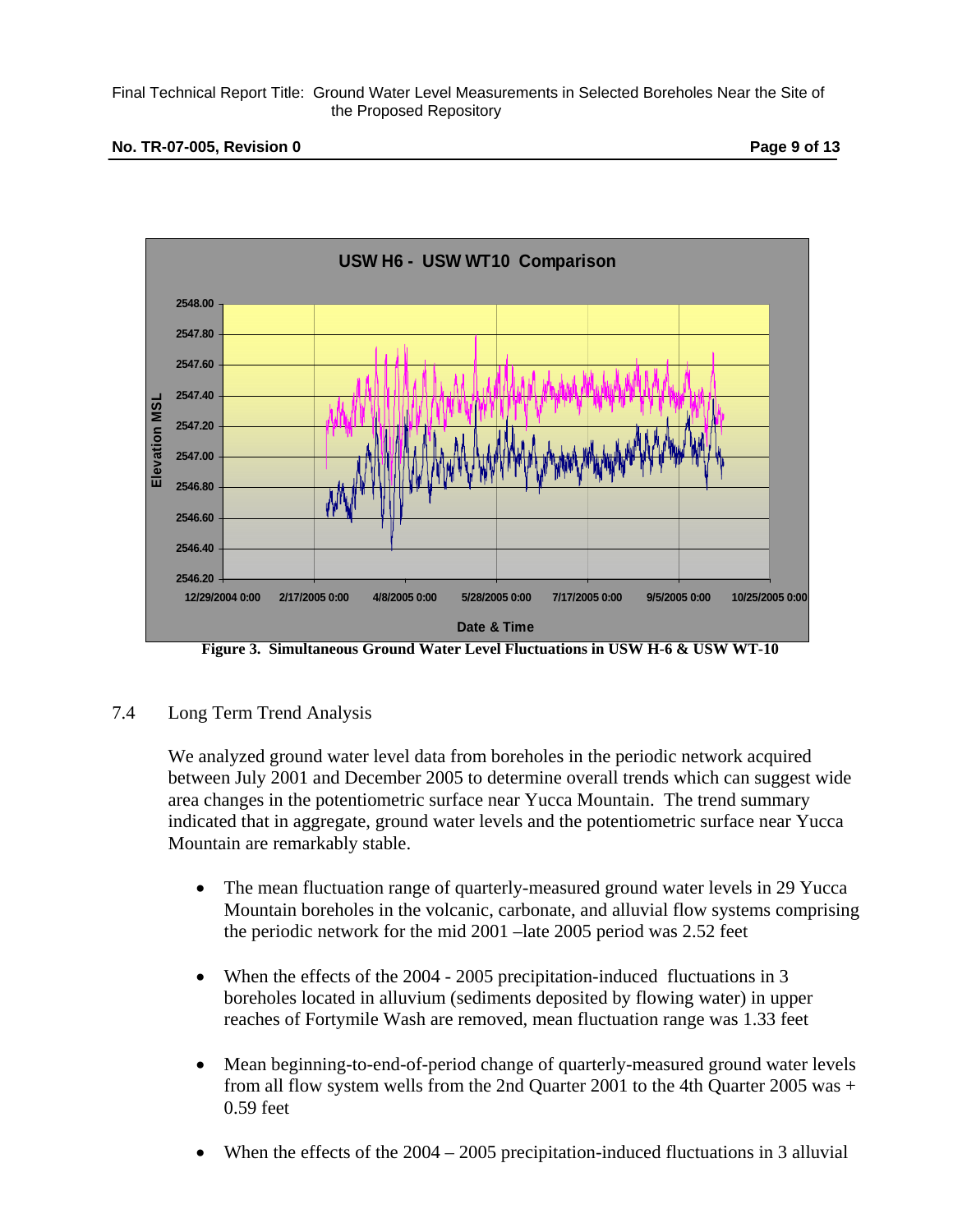Figure 3. Simultaneous Ground Water Level Fluctuations in USW H-6 & USW WT-10

## 7.4 Long Term Trend Analysis

We analyzed ground water level data from boreholes in the periodic network acquired between July 2001 and December 2005 to determine overall trends which can suggest wide area changes in the potentiometric surface near Yucca Mountain. The trend summary indicated that in aggregate, ground water levels and the potentiometric surface near Yucca Mountain are remarkably stable.

- The mean fluctuation range of quarterly-measured ground water levels in 29 Yucca Mountain boreholes in the volcanic, carbonate, and alluvial flow systems comprising the periodic network for the mid 2001 –late 2005 period was 2.52 feet

- When the effects of the 2004 - 2005 precipitation-induced fluctuations in 3 boreholes located in alluvium (sediments deposited by flowing water) in upper reaches of Fortymile Wash are removed, mean fluctuation range was 1.33 feet

- Mean beginning-to-end-of-period change of quarterly-measured ground water levels from all flow system wells from the 2nd Quarter 2001 to the 4th Quarter 2005 was + 0.59 feet

- When the effects of the 2004 – 2005 precipitation-induced fluctuations in 3 alluvial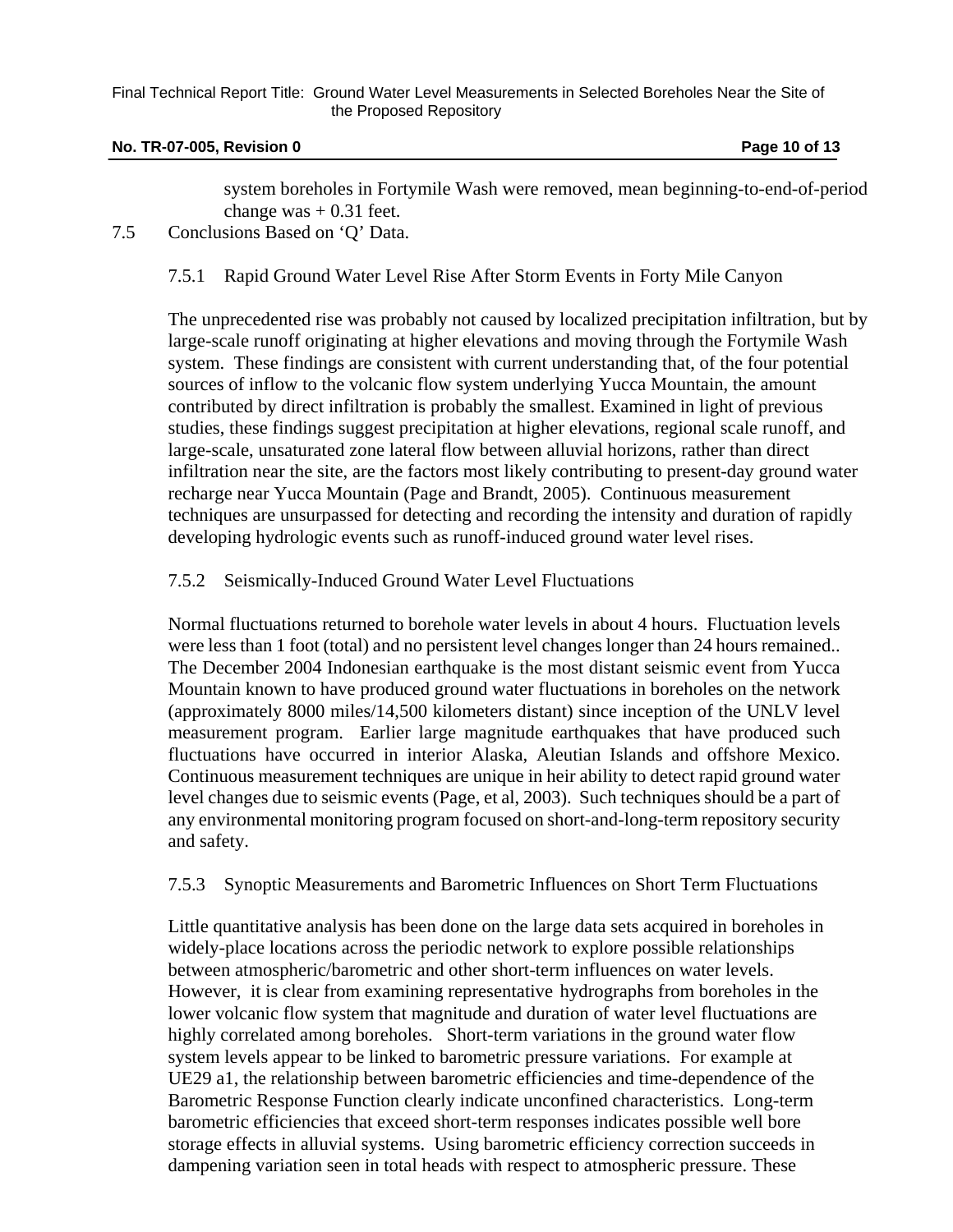system boreholes in Fortymile Wash were removed, mean beginning-to-end-of-period change was + 0.31 feet.

## 7.5 Conclusions Based on 'Q' Data.

### 7.5.1 Rapid Ground Water Level Rise After Storm Events in Forty Mile Canyon

The unprecedented rise was probably not caused by localized precipitation infiltration, but by large-scale runoff originating at higher elevations and moving through the Fortymile Wash system. These findings are consistent with current understanding that, of the four potential sources of inflow to the volcanic flow system underlying Yucca Mountain, the amount contributed by direct infiltration is probably the smallest. Examined in light of previous studies, these findings suggest precipitation at higher elevations, regional scale runoff, and large-scale, unsaturated zone lateral flow between alluvial horizons, rather than direct infiltration near the site, are the factors most likely contributing to present-day ground water recharge near Yucca Mountain (Page and Brandt, 2005). Continuous measurement techniques are unsurpassed for detecting and recording the intensity and duration of rapidly developing hydrologic events such as runoff-induced ground water level rises.

### 7.5.2 Seismically-Induced Ground Water Level Fluctuations

Normal fluctuations returned to borehole water levels in about 4 hours. Fluctuation levels were less than 1 foot (total) and no persistent level changes longer than 24 hours remained.. The December 2004 Indonesian earthquake is the most distant seismic event from Yucca Mountain known to have produced ground water fluctuations in boreholes on the network (approximately 8000 miles/14,500 kilometers distant) since inception of the UNLV level measurement program. Earlier large magnitude earthquakes that have produced such fluctuations have occurred in interior Alaska, Aleutian Islands and offshore Mexico. Continuous measurement techniques are unique in heir ability to detect rapid ground water level changes due to seismic events (Page, et al, 2003). Such techniques should be a part of any environmental monitoring program focused on short-and-long-term repository security and safety.

### 7.5.3 Synoptic Measurements and Barometric Influences on Short Term Fluctuations

Little quantitative analysis has been done on the large data sets acquired in boreholes in widely-place locations across the periodic network to explore possible relationships between atmospheric/barometric and other short-term influences on water levels. However, it is clear from examining representative hydrographs from boreholes in the lower volcanic flow system that magnitude and duration of water level fluctuations are highly correlated among boreholes. Short-term variations in the ground water flow system levels appear to be linked to barometric pressure variations. For example at UE29 a1, the relationship between barometric efficiencies and time-dependence of the Barometric Response Function clearly indicate unconfined characteristics. Long-term barometric efficiencies that exceed short-term responses indicates possible well bore storage effects in alluvial systems. Using barometric efficiency correction succeeds in dampening variation seen in total heads with respect to atmospheric pressure. These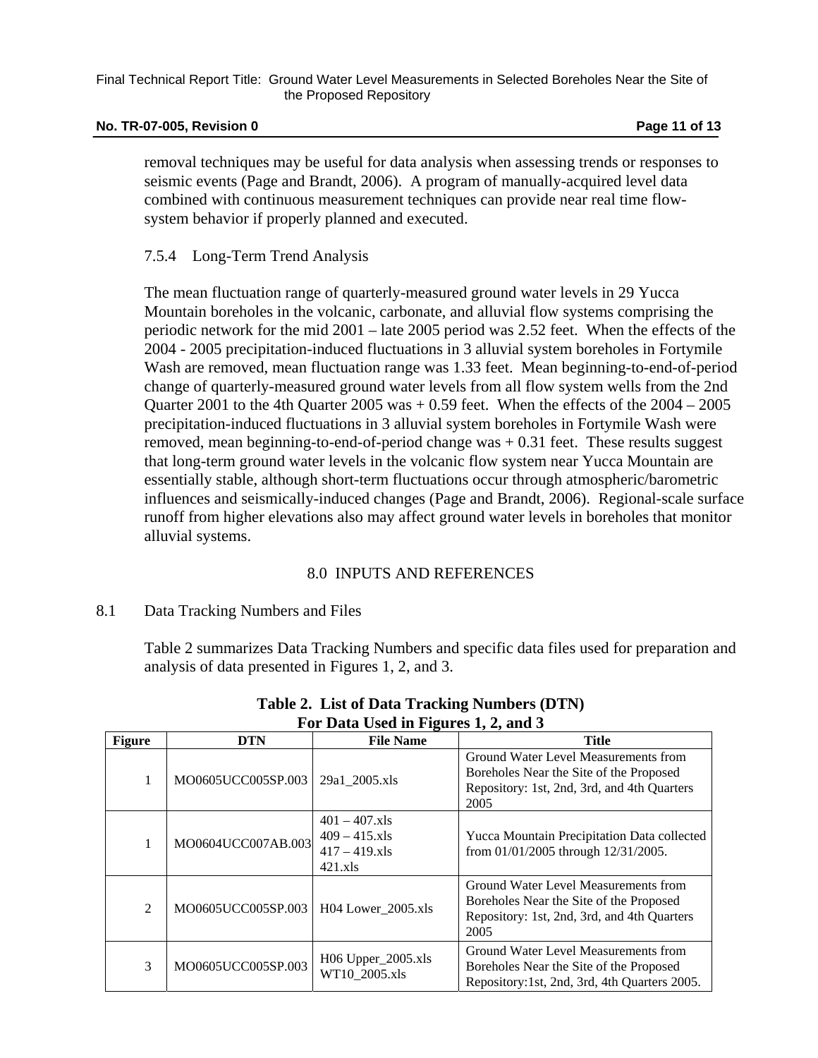removal techniques may be useful for data analysis when assessing trends or responses to seismic events (Page and Brandt, 2006). A program of manually-acquired level data combined with continuous measurement techniques can provide near real time flow-system behavior if properly planned and executed.

### 7.5.4 Long-Term Trend Analysis

The mean fluctuation range of quarterly-measured ground water levels in 29 Yucca Mountain boreholes in the volcanic, carbonate, and alluvial flow systems comprising the periodic network for the mid 2001 – late 2005 period was 2.52 feet. When the effects of the 2004 - 2005 precipitation-induced fluctuations in 3 alluvial system boreholes in Fortymile Wash are removed, mean fluctuation range was 1.33 feet. Mean beginning-to-end-of-period change of quarterly-measured ground water levels from all flow system wells from the 2nd Quarter 2001 to the 4th Quarter 2005 was + 0.59 feet. When the effects of the 2004 – 2005 precipitation-induced fluctuations in 3 alluvial system boreholes in Fortymile Wash were removed, mean beginning-to-end-of-period change was + 0.31 feet. These results suggest that long-term ground water levels in the volcanic flow system near Yucca Mountain are essentially stable, although short-term fluctuations occur through atmospheric/barometric influences and seismically-induced changes (Page and Brandt, 2006). Regional-scale surface runoff from higher elevations also may affect ground water levels in boreholes that monitor alluvial systems.

## 8.0 INPUTS AND REFERENCES

### 8.1 Data Tracking Numbers and Files

Table 2 summarizes Data Tracking Numbers and specific data files used for preparation and analysis of data presented in Figures 1, 2, and 3.

**Table 2. List of Data Tracking Numbers (DTN) For Data Used in Figures 1, 2, and 3**

| Figure | DTN | File Name | Title |
|---|---|---|---|
| 1 | MO0605UCC005SP.003 | 29a1_2005.xls | Ground Water Level Measurements from Boreholes Near the Site of the Proposed Repository: 1st, 2nd, 3rd, and 4th Quarters 2005 |
| 1 | MO0604UCC007AB.003 | 401 – 407.xls<br>409 – 415.xls<br>417 – 419.xls<br>421.xls | Yucca Mountain Precipitation Data collected from 01/01/2005 through 12/31/2005. |
| 2 | MO0605UCC005SP.003 | H04 Lower_2005.xls | Ground Water Level Measurements from Boreholes Near the Site of the Proposed Repository: 1st, 2nd, 3rd, and 4th Quarters 2005 |
| 3 | MO0605UCC005SP.003 | H06 Upper_2005.xls<br>WT10_2005.xls | Ground Water Level Measurements from Boreholes Near the Site of the Proposed Repository:1st, 2nd, 3rd, 4th Quarters 2005. |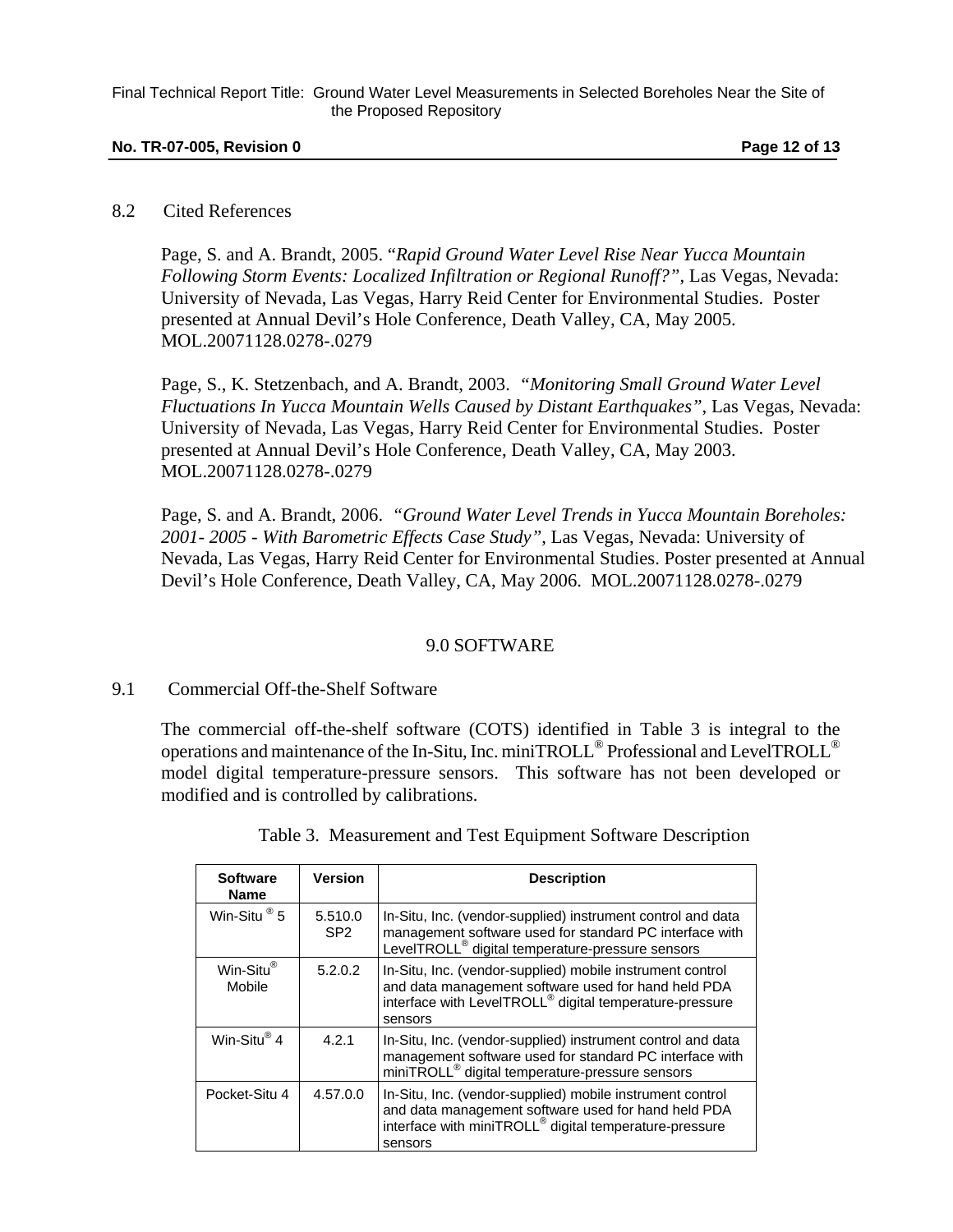### 8.2 Cited References

Page, S. and A. Brandt, 2005. "*Rapid Ground Water Level Rise Near Yucca Mountain Following Storm Events: Localized Infiltration or Regional Runoff?"*, Las Vegas, Nevada: University of Nevada, Las Vegas, Harry Reid Center for Environmental Studies. Poster presented at Annual Devil's Hole Conference, Death Valley, CA, May 2005. MOL.20071128.0278-.0279

Page, S., K. Stetzenbach, and A. Brandt, 2003. *"Monitoring Small Ground Water Level Fluctuations In Yucca Mountain Wells Caused by Distant Earthquakes"*, Las Vegas, Nevada: University of Nevada, Las Vegas, Harry Reid Center for Environmental Studies. Poster presented at Annual Devil's Hole Conference, Death Valley, CA, May 2003. MOL.20071128.0278-.0279

Page, S. and A. Brandt, 2006. *"Ground Water Level Trends in Yucca Mountain Boreholes: 2001- 2005 - With Barometric Effects Case Study"*, Las Vegas, Nevada: University of Nevada, Las Vegas, Harry Reid Center for Environmental Studies. Poster presented at Annual Devil's Hole Conference, Death Valley, CA, May 2006. MOL.20071128.0278-.0279

## 9.0 SOFTWARE

### 9.1 Commercial Off-the-Shelf Software

The commercial off-the-shelf software (COTS) identified in Table 3 is integral to the operations and maintenance of the In-Situ, Inc. miniTROLL® Professional and LevelTROLL® model digital temperature-pressure sensors. This software has not been developed or modified and is controlled by calibrations.

Table 3. Measurement and Test Equipment Software Description

| Software Name | Version | Description |
|---|---|---|
| Win-Situ ® 5 | 5.510.0 SP2 | In-Situ, Inc. (vendor-supplied) instrument control and data management software used for standard PC interface with LevelTROLL® digital temperature-pressure sensors |
| Win-Situ® Mobile | 5.2.0.2 | In-Situ, Inc. (vendor-supplied) mobile instrument control and data management software used for hand held PDA interface with LevelTROLL® digital temperature-pressure sensors |
| Win-Situ® 4 | 4.2.1 | In-Situ, Inc. (vendor-supplied) instrument control and data management software used for standard PC interface with miniTROLL® digital temperature-pressure sensors |
| Pocket-Situ 4 | 4.57.0.0 | In-Situ, Inc. (vendor-supplied) mobile instrument control and data management software used for hand held PDA interface with miniTROLL® digital temperature-pressure sensors |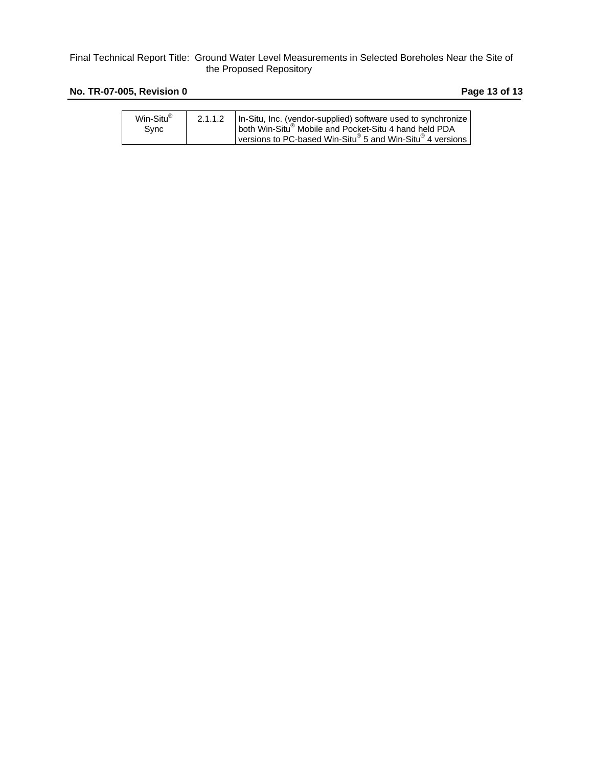| | | |
|---|---|---|
| Win-Situ® Sync | 2.1.1.2 | In-Situ, Inc. (vendor-supplied) software used to synchronize both Win-Situ® Mobile and Pocket-Situ 4 hand held PDA versions to PC-based Win-Situ® 5 and Win-Situ® 4 versions |